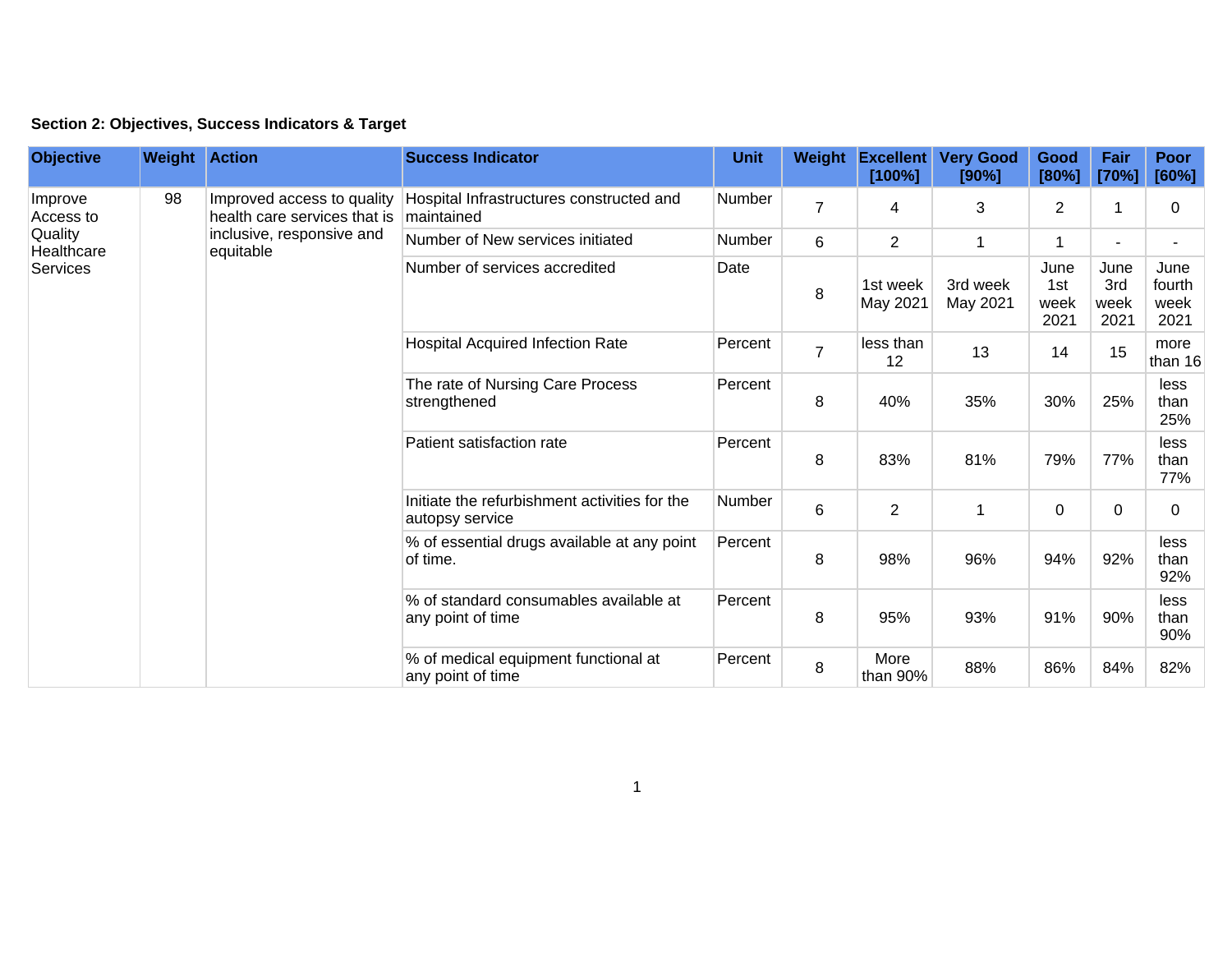**Section 2: Objectives, Success Indicators & Target**

| Objective | Weight | Action | Success Indicator | Unit | Weight | Excellent [100%] | Very Good [90%] | Good [80%] | Fair [70%] | Poor [60%] |
|---|---|---|---|---|---|---|---|---|---|---|
| Improve Access to Quality Healthcare Services | 98 | Improved access to quality health care services that is inclusive, responsive and equitable | Hospital Infrastructures constructed and maintained | Number | 7 | 4 | 3 | 2 | 1 | 0 |
| | | | Number of New services initiated | Number | 6 | 2 | 1 | 1 | - | - |
| | | | Number of services accredited | Date | 8 | 1st week May 2021 | 3rd week May 2021 | June 1st week 2021 | June 3rd week 2021 | June fourth week 2021 |
| | | | Hospital Acquired Infection Rate | Percent | 7 | less than 12 | 13 | 14 | 15 | more than 16 |
| | | | The rate of Nursing Care Process strengthened | Percent | 8 | 40% | 35% | 30% | 25% | less than 25% |
| | | | Patient satisfaction rate | Percent | 8 | 83% | 81% | 79% | 77% | less than 77% |
| | | | Initiate the refurbishment activities for the autopsy service | Number | 6 | 2 | 1 | 0 | 0 | 0 |
| | | | % of essential drugs available at any point of time. | Percent | 8 | 98% | 96% | 94% | 92% | less than 92% |
| | | | % of standard consumables available at any point of time | Percent | 8 | 95% | 93% | 91% | 90% | less than 90% |
| | | | % of medical equipment functional at any point of time | Percent | 8 | More than 90% | 88% | 86% | 84% | 82% |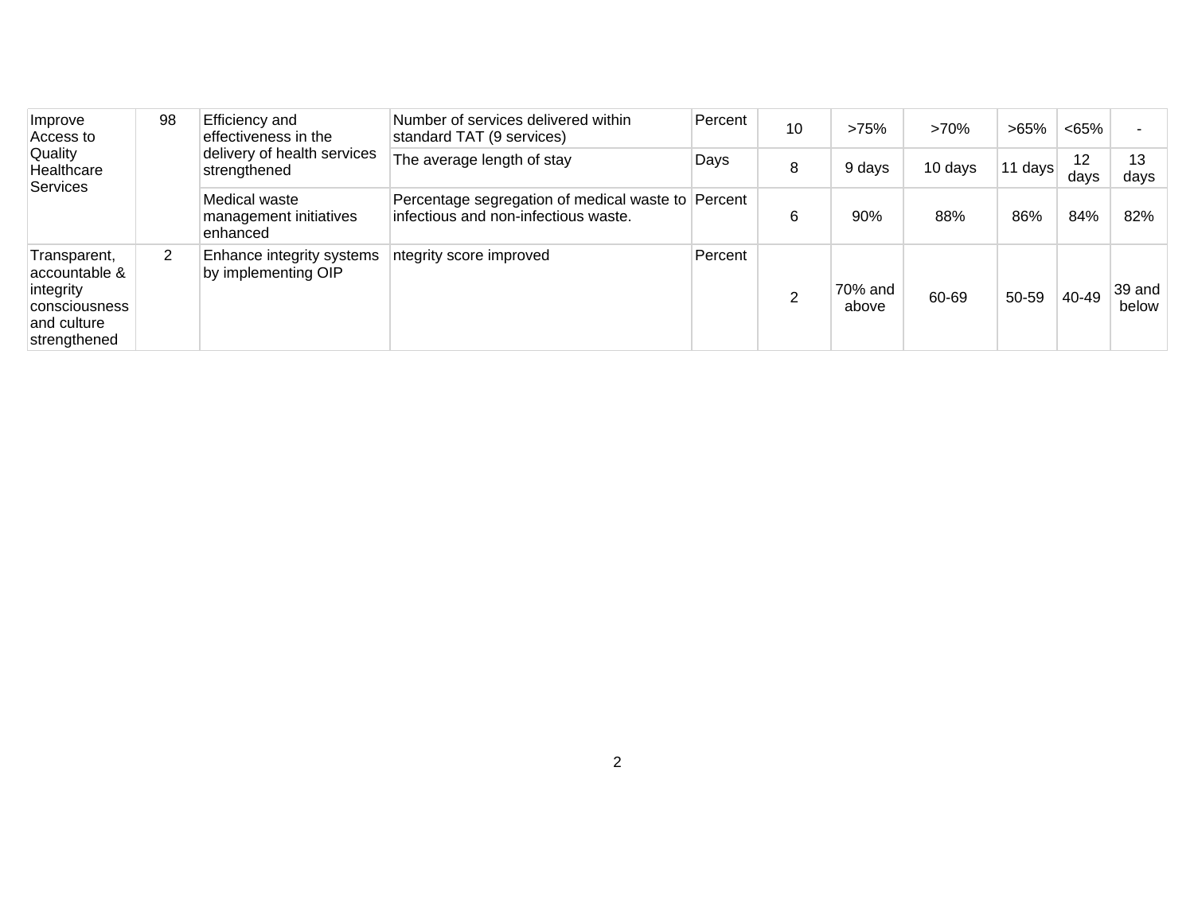| | | | | | | | | | | |
|---|---|---|---|---|---|---|---|---|---|---|
| Improve Access to Quality Healthcare Services | 98 | Efficiency and effectiveness in the delivery of health services strengthened | Number of services delivered within standard TAT (9 services) | Percent | 10 | >75% | >70% | >65% | <65% | - |
| | | | The average length of stay | Days | 8 | 9 days | 10 days | 11 days | 12 days | 13 days |
| | | Medical waste management initiatives enhanced | Percentage segregation of medical waste to infectious and non-infectious waste. | Percent | 6 | 90% | 88% | 86% | 84% | 82% |
| Transparent, accountable & integrity consciousness and culture strengthened | 2 | Enhance integrity systems by implementing OIP | ntegrity score improved | Percent | 2 | 70% and above | 60-69 | 50-59 | 40-49 | 39 and below |